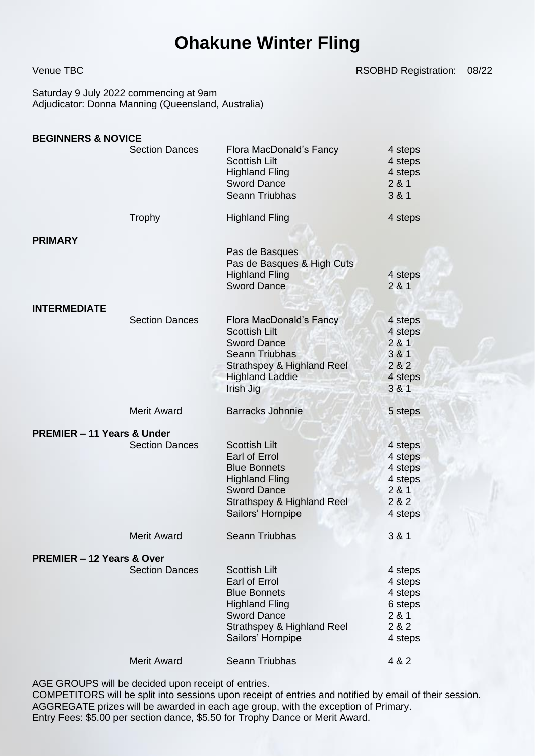# Ohakune Winter Fling

Venue TBC — RSOBHD Registration: 08/22

Saturday 9 July 2022 commencing at 9am
Adjudicator: Donna Manning (Queensland, Australia)

| Category | Type | Dance | Steps |
|---|---|---|---|
| **BEGINNERS & NOVICE** | Section Dances | Flora MacDonald's Fancy | 4 steps |
| | | Scottish Lilt | 4 steps |
| | | Highland Fling | 4 steps |
| | | Sword Dance | 2 & 1 |
| | | Seann Triubhas | 3 & 1 |
| | Trophy | Highland Fling | 4 steps |
| **PRIMARY** | | Pas de Basques | |
| | | Pas de Basques & High Cuts | |
| | | Highland Fling | 4 steps |
| | | Sword Dance | 2 & 1 |
| **INTERMEDIATE** | Section Dances | Flora MacDonald's Fancy | 4 steps |
| | | Scottish Lilt | 4 steps |
| | | Sword Dance | 2 & 1 |
| | | Seann Triubhas | 3 & 1 |
| | | Strathspey & Highland Reel | 2 & 2 |
| | | Highland Laddie | 4 steps |
| | | Irish Jig | 3 & 1 |
| | Merit Award | Barracks Johnnie | 5 steps |
| **PREMIER – 11 Years & Under** | Section Dances | Scottish Lilt | 4 steps |
| | | Earl of Errol | 4 steps |
| | | Blue Bonnets | 4 steps |
| | | Highland Fling | 4 steps |
| | | Sword Dance | 2 & 1 |
| | | Strathspey & Highland Reel | 2 & 2 |
| | | Sailors' Hornpipe | 4 steps |
| | Merit Award | Seann Triubhas | 3 & 1 |
| **PREMIER – 12 Years & Over** | Section Dances | Scottish Lilt | 4 steps |
| | | Earl of Errol | 4 steps |
| | | Blue Bonnets | 4 steps |
| | | Highland Fling | 6 steps |
| | | Sword Dance | 2 & 1 |
| | | Strathspey & Highland Reel | 2 & 2 |
| | | Sailors' Hornpipe | 4 steps |
| | Merit Award | Seann Triubhas | 4 & 2 |

AGE GROUPS will be decided upon receipt of entries.
COMPETITORS will be split into sessions upon receipt of entries and notified by email of their session.
AGGREGATE prizes will be awarded in each age group, with the exception of Primary.
Entry Fees: $5.00 per section dance, $5.50 for Trophy Dance or Merit Award.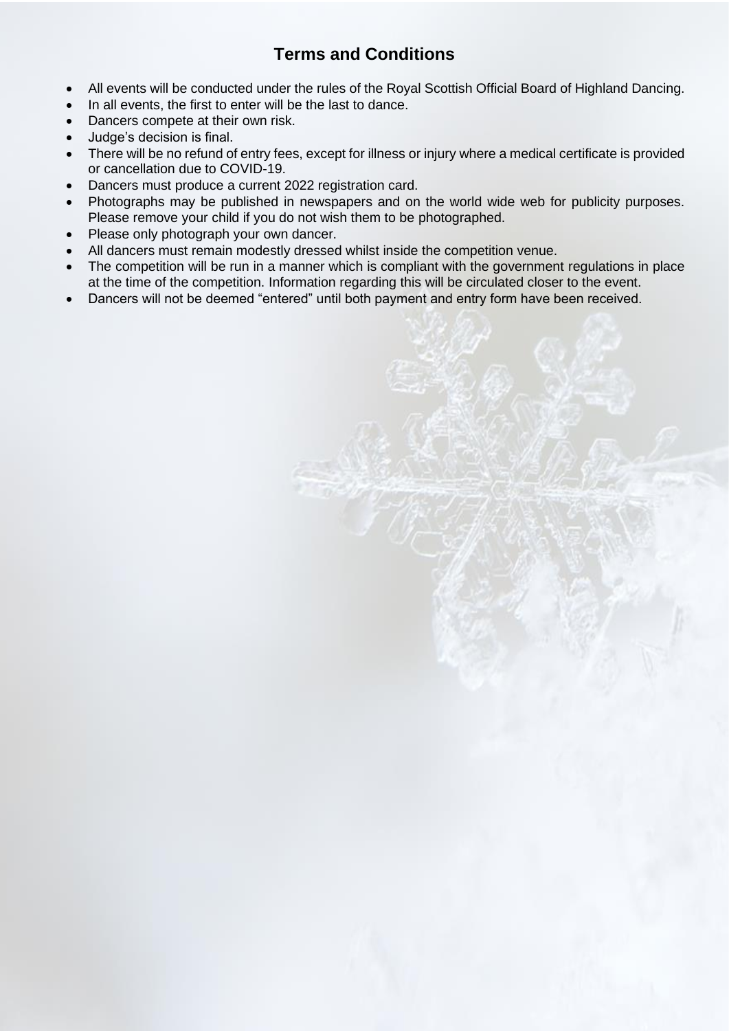## Terms and Conditions

- All events will be conducted under the rules of the Royal Scottish Official Board of Highland Dancing.
- In all events, the first to enter will be the last to dance.
- Dancers compete at their own risk.
- Judge's decision is final.
- There will be no refund of entry fees, except for illness or injury where a medical certificate is provided or cancellation due to COVID-19.
- Dancers must produce a current 2022 registration card.
- Photographs may be published in newspapers and on the world wide web for publicity purposes. Please remove your child if you do not wish them to be photographed.
- Please only photograph your own dancer.
- All dancers must remain modestly dressed whilst inside the competition venue.
- The competition will be run in a manner which is compliant with the government regulations in place at the time of the competition. Information regarding this will be circulated closer to the event.
- Dancers will not be deemed "entered" until both payment and entry form have been received.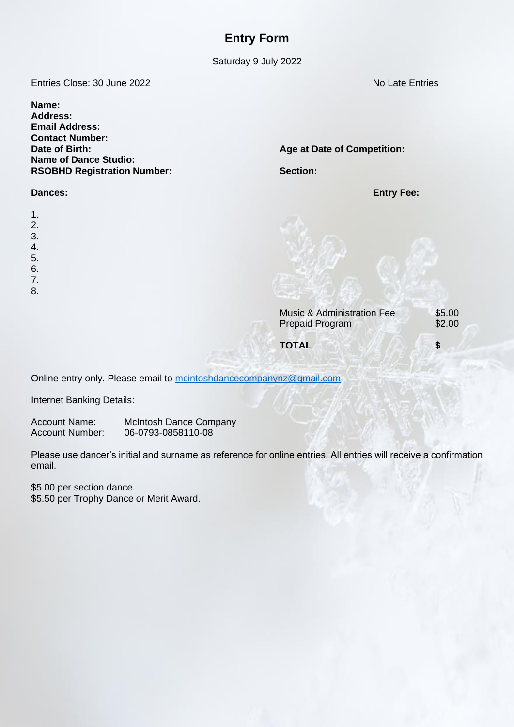# Entry Form

Saturday 9 July 2022

Entries Close: 30 June 2022 No Late Entries

**Name:**
**Address:**
**Email Address:**
**Contact Number:**
**Date of Birth:** **Age at Date of Competition:**
**Name of Dance Studio:**
**RSOBHD Registration Number:** **Section:**

**Dances:** **Entry Fee:**

1.
2.
3.
4.
5.
6.
7.
8.

| | |
|---|---|
| Music & Administration Fee | $5.00 |
| Prepaid Program | $2.00 |
| **TOTAL** | **$** |

Online entry only. Please email to mcintoshdancecompanynz@gmail.com

Internet Banking Details:

Account Name: McIntosh Dance Company
Account Number: 06-0793-0858110-08

Please use dancer's initial and surname as reference for online entries. All entries will receive a confirmation email.

$5.00 per section dance.
$5.50 per Trophy Dance or Merit Award.